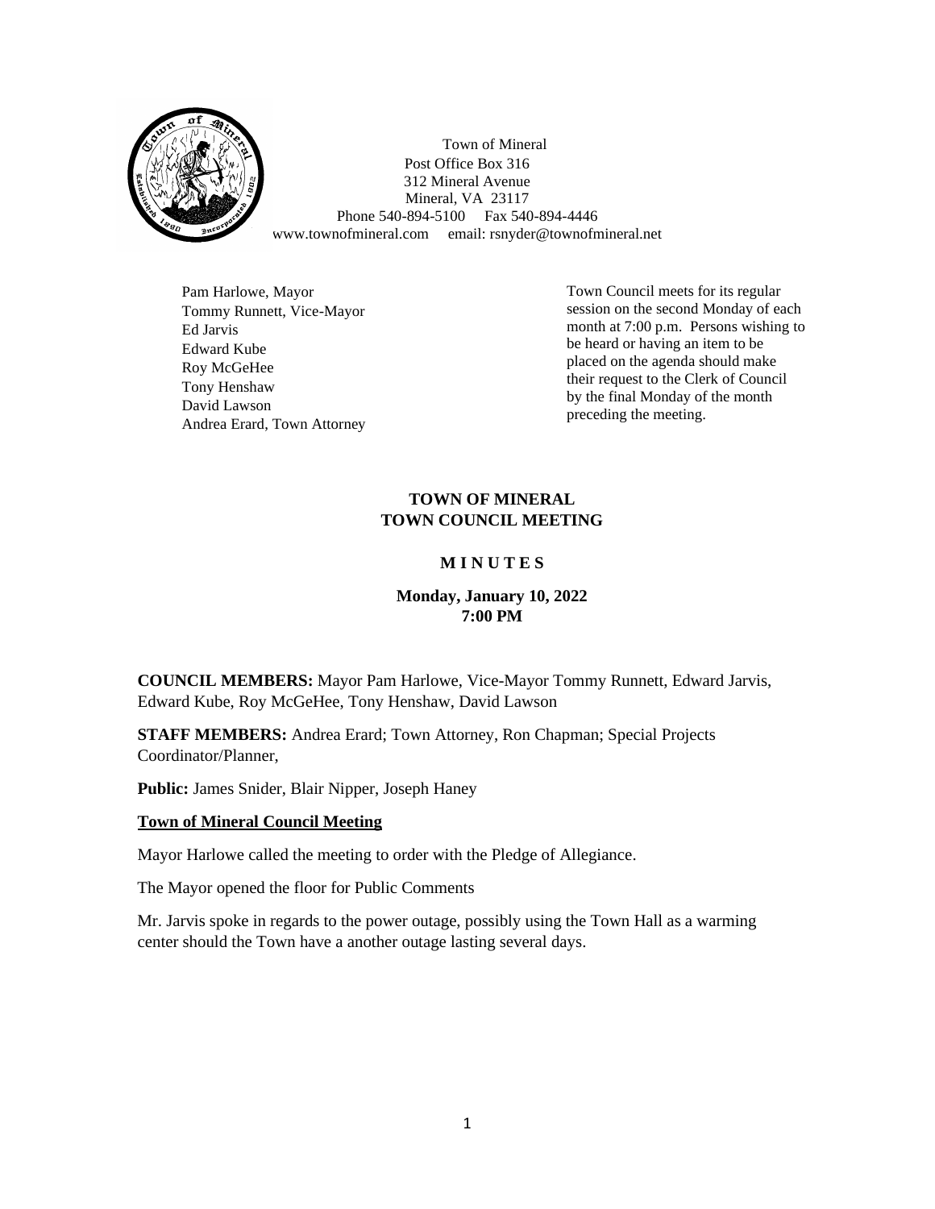Town of Mineral
Post Office Box 316
312 Mineral Avenue
Mineral, VA 23117
Phone 540-894-5100 Fax 540-894-4446
www.townofmineral.com email: rsnyder@townofmineral.net

Pam Harlowe, Mayor
Tommy Runnett, Vice-Mayor
Ed Jarvis
Edward Kube
Roy McGeHee
Tony Henshaw
David Lawson
Andrea Erard, Town Attorney

Town Council meets for its regular session on the second Monday of each month at 7:00 p.m. Persons wishing to be heard or having an item to be placed on the agenda should make their request to the Clerk of Council by the final Monday of the month preceding the meeting.

# TOWN OF MINERAL
# TOWN COUNCIL MEETING

## M I N U T E S

### Monday, January 10, 2022
### 7:00 PM

**COUNCIL MEMBERS:** Mayor Pam Harlowe, Vice-Mayor Tommy Runnett, Edward Jarvis, Edward Kube, Roy McGeHee, Tony Henshaw, David Lawson

**STAFF MEMBERS:** Andrea Erard; Town Attorney, Ron Chapman; Special Projects Coordinator/Planner,

**Public:** James Snider, Blair Nipper, Joseph Haney

**Town of Mineral Council Meeting**

Mayor Harlowe called the meeting to order with the Pledge of Allegiance.

The Mayor opened the floor for Public Comments

Mr. Jarvis spoke in regards to the power outage, possibly using the Town Hall as a warming center should the Town have a another outage lasting several days.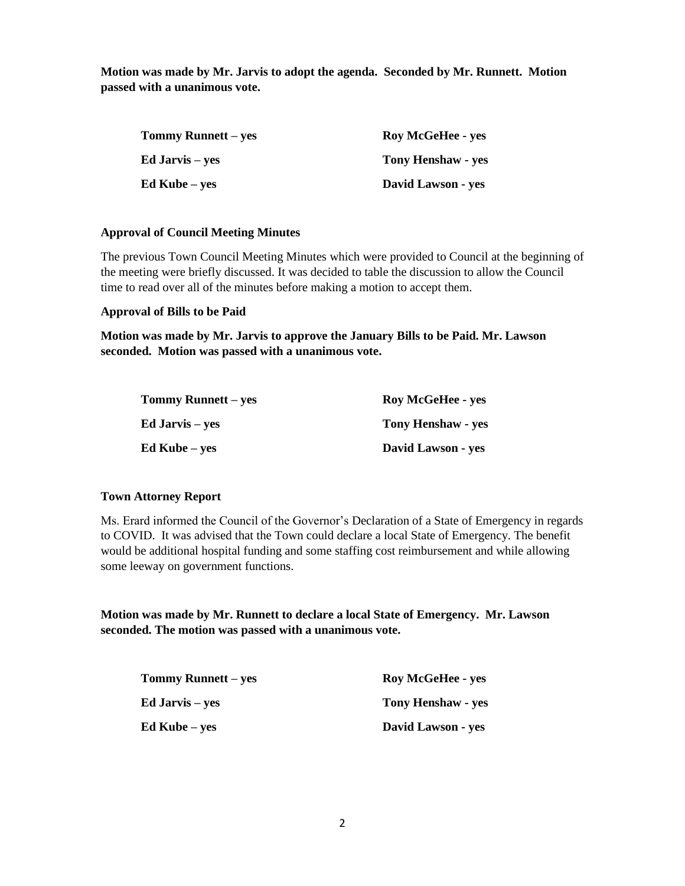**Motion was made by Mr. Jarvis to adopt the agenda. Seconded by Mr. Runnett. Motion passed with a unanimous vote.**

| | |
|---|---|
| **Tommy Runnett – yes** | **Roy McGeHee - yes** |
| **Ed Jarvis – yes** | **Tony Henshaw - yes** |
| **Ed Kube – yes** | **David Lawson - yes** |

**Approval of Council Meeting Minutes**

The previous Town Council Meeting Minutes which were provided to Council at the beginning of the meeting were briefly discussed. It was decided to table the discussion to allow the Council time to read over all of the minutes before making a motion to accept them.

**Approval of Bills to be Paid**

**Motion was made by Mr. Jarvis to approve the January Bills to be Paid. Mr. Lawson seconded. Motion was passed with a unanimous vote.**

| | |
|---|---|
| **Tommy Runnett – yes** | **Roy McGeHee - yes** |
| **Ed Jarvis – yes** | **Tony Henshaw - yes** |
| **Ed Kube – yes** | **David Lawson - yes** |

**Town Attorney Report**

Ms. Erard informed the Council of the Governor's Declaration of a State of Emergency in regards to COVID. It was advised that the Town could declare a local State of Emergency. The benefit would be additional hospital funding and some staffing cost reimbursement and while allowing some leeway on government functions.

**Motion was made by Mr. Runnett to declare a local State of Emergency. Mr. Lawson seconded. The motion was passed with a unanimous vote.**

| | |
|---|---|
| **Tommy Runnett – yes** | **Roy McGeHee - yes** |
| **Ed Jarvis – yes** | **Tony Henshaw - yes** |
| **Ed Kube – yes** | **David Lawson - yes** |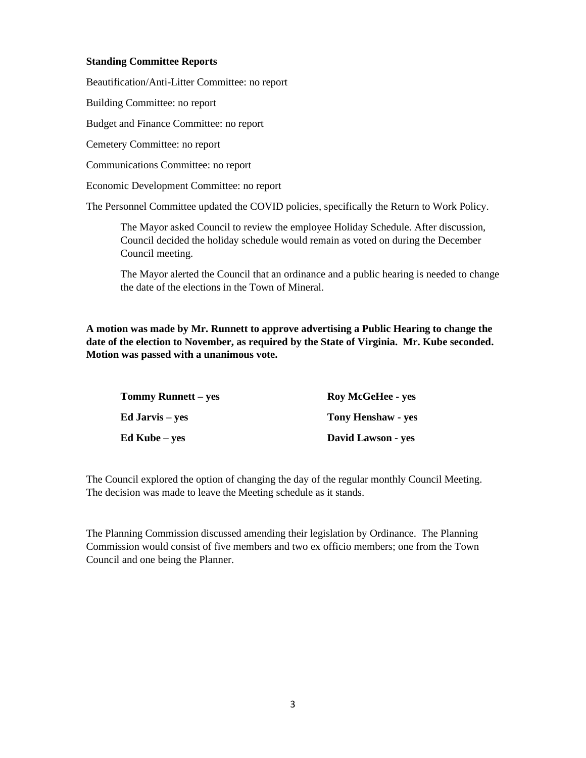**Standing Committee Reports**

Beautification/Anti-Litter Committee: no report

Building Committee: no report

Budget and Finance Committee: no report

Cemetery Committee: no report

Communications Committee: no report

Economic Development Committee: no report

The Personnel Committee updated the COVID policies, specifically the Return to Work Policy.

> The Mayor asked Council to review the employee Holiday Schedule. After discussion, Council decided the holiday schedule would remain as voted on during the December Council meeting.
>
> The Mayor alerted the Council that an ordinance and a public hearing is needed to change the date of the elections in the Town of Mineral.

**A motion was made by Mr. Runnett to approve advertising a Public Hearing to change the date of the election to November, as required by the State of Virginia. Mr. Kube seconded. Motion was passed with a unanimous vote.**

| | |
|---|---|
| **Tommy Runnett – yes** | **Roy McGeHee - yes** |
| **Ed Jarvis – yes** | **Tony Henshaw - yes** |
| **Ed Kube – yes** | **David Lawson - yes** |

The Council explored the option of changing the day of the regular monthly Council Meeting. The decision was made to leave the Meeting schedule as it stands.

The Planning Commission discussed amending their legislation by Ordinance. The Planning Commission would consist of five members and two ex officio members; one from the Town Council and one being the Planner.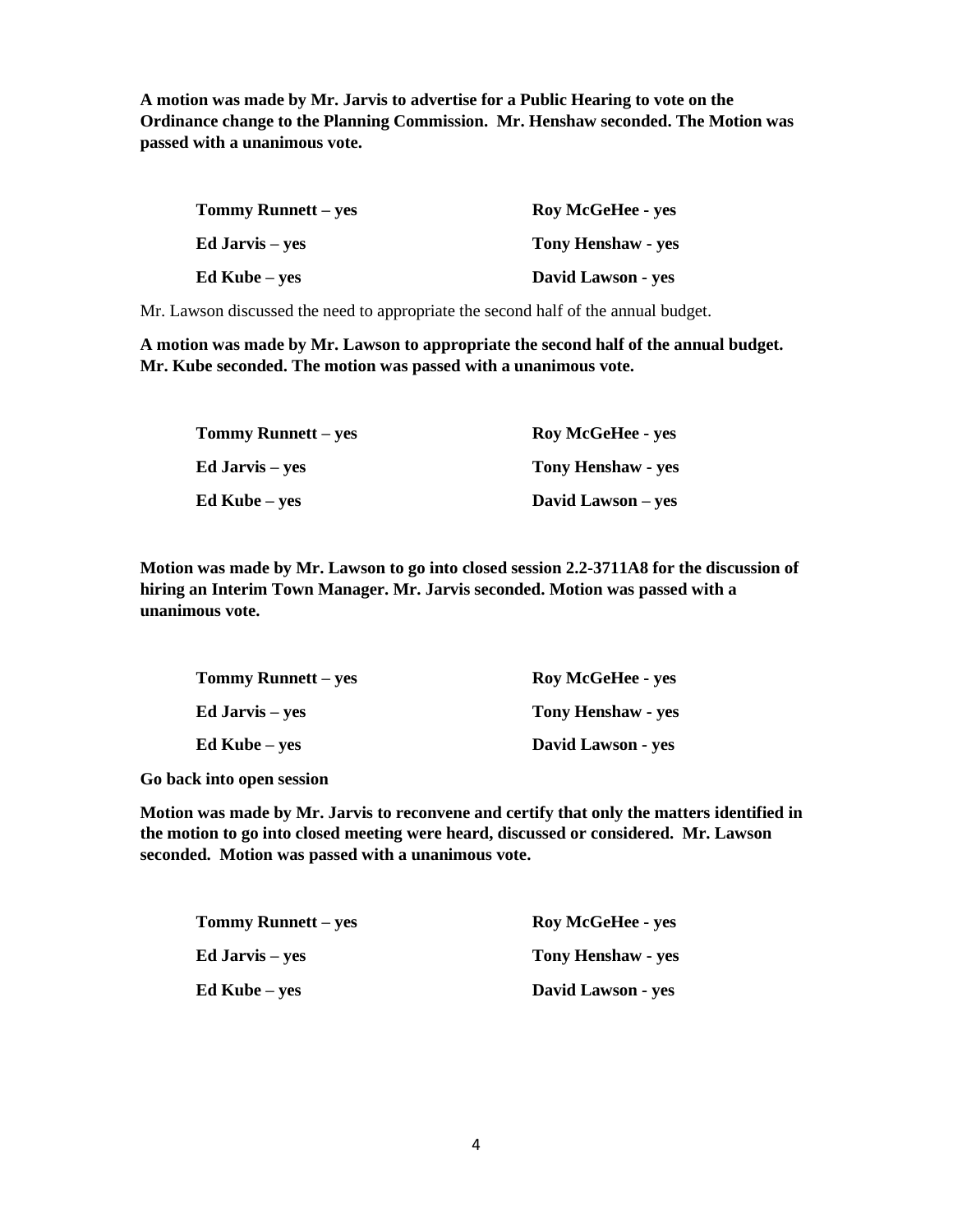**A motion was made by Mr. Jarvis to advertise for a Public Hearing to vote on the Ordinance change to the Planning Commission. Mr. Henshaw seconded. The Motion was passed with a unanimous vote.**

| | |
|---|---|
| **Tommy Runnett – yes** | **Roy McGeHee - yes** |
| **Ed Jarvis – yes** | **Tony Henshaw - yes** |
| **Ed Kube – yes** | **David Lawson - yes** |

Mr. Lawson discussed the need to appropriate the second half of the annual budget.

**A motion was made by Mr. Lawson to appropriate the second half of the annual budget. Mr. Kube seconded. The motion was passed with a unanimous vote.**

| | |
|---|---|
| **Tommy Runnett – yes** | **Roy McGeHee - yes** |
| **Ed Jarvis – yes** | **Tony Henshaw - yes** |
| **Ed Kube – yes** | **David Lawson – yes** |

**Motion was made by Mr. Lawson to go into closed session 2.2-3711A8 for the discussion of hiring an Interim Town Manager. Mr. Jarvis seconded. Motion was passed with a unanimous vote.**

| | |
|---|---|
| **Tommy Runnett – yes** | **Roy McGeHee - yes** |
| **Ed Jarvis – yes** | **Tony Henshaw - yes** |
| **Ed Kube – yes** | **David Lawson - yes** |

**Go back into open session**

**Motion was made by Mr. Jarvis to reconvene and certify that only the matters identified in the motion to go into closed meeting were heard, discussed or considered. Mr. Lawson seconded. Motion was passed with a unanimous vote.**

| | |
|---|---|
| **Tommy Runnett – yes** | **Roy McGeHee - yes** |
| **Ed Jarvis – yes** | **Tony Henshaw - yes** |
| **Ed Kube – yes** | **David Lawson - yes** |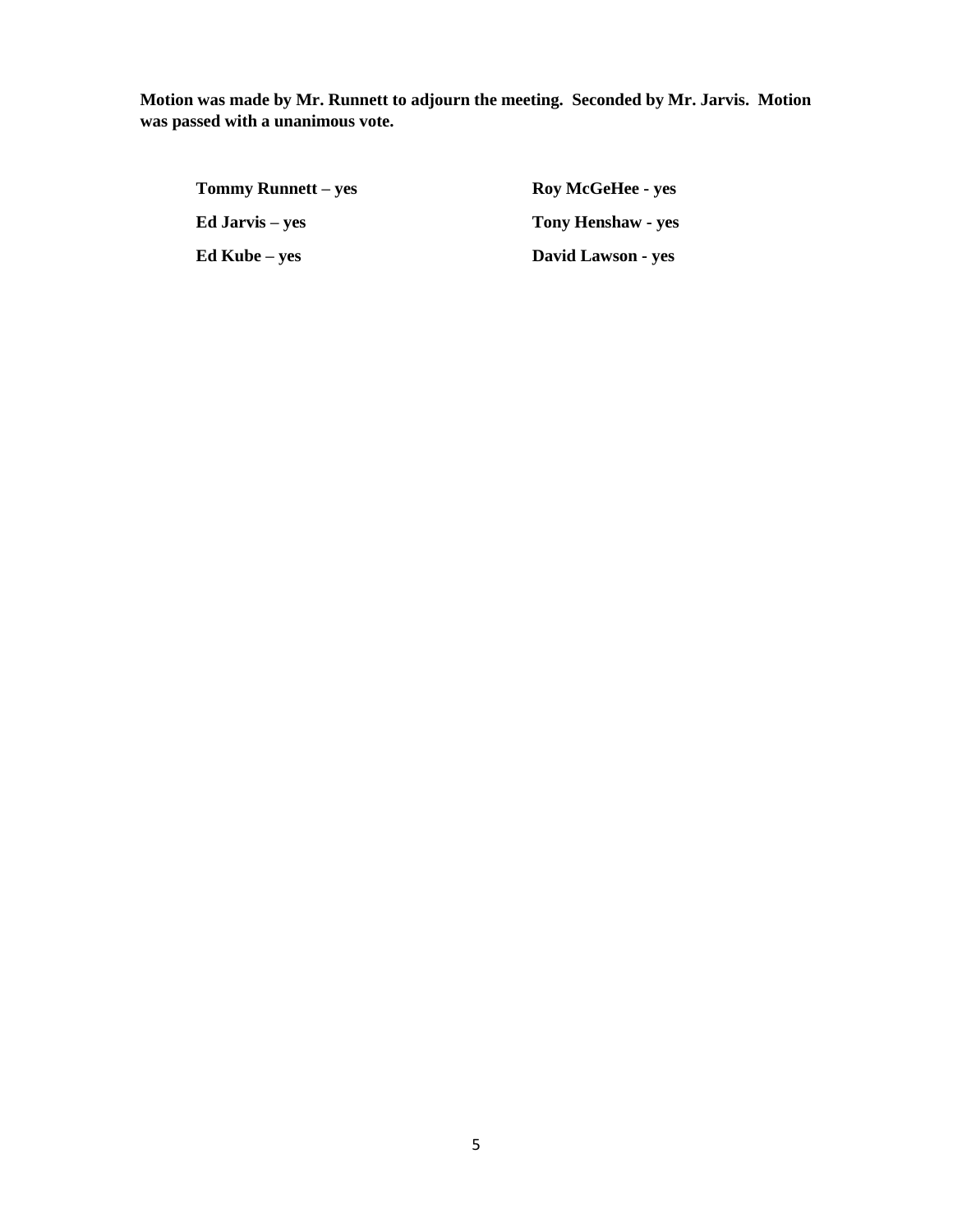**Motion was made by Mr. Runnett to adjourn the meeting. Seconded by Mr. Jarvis. Motion was passed with a unanimous vote.**

| | |
|---|---|
| **Tommy Runnett – yes** | **Roy McGeHee - yes** |
| **Ed Jarvis – yes** | **Tony Henshaw - yes** |
| **Ed Kube – yes** | **David Lawson - yes** |